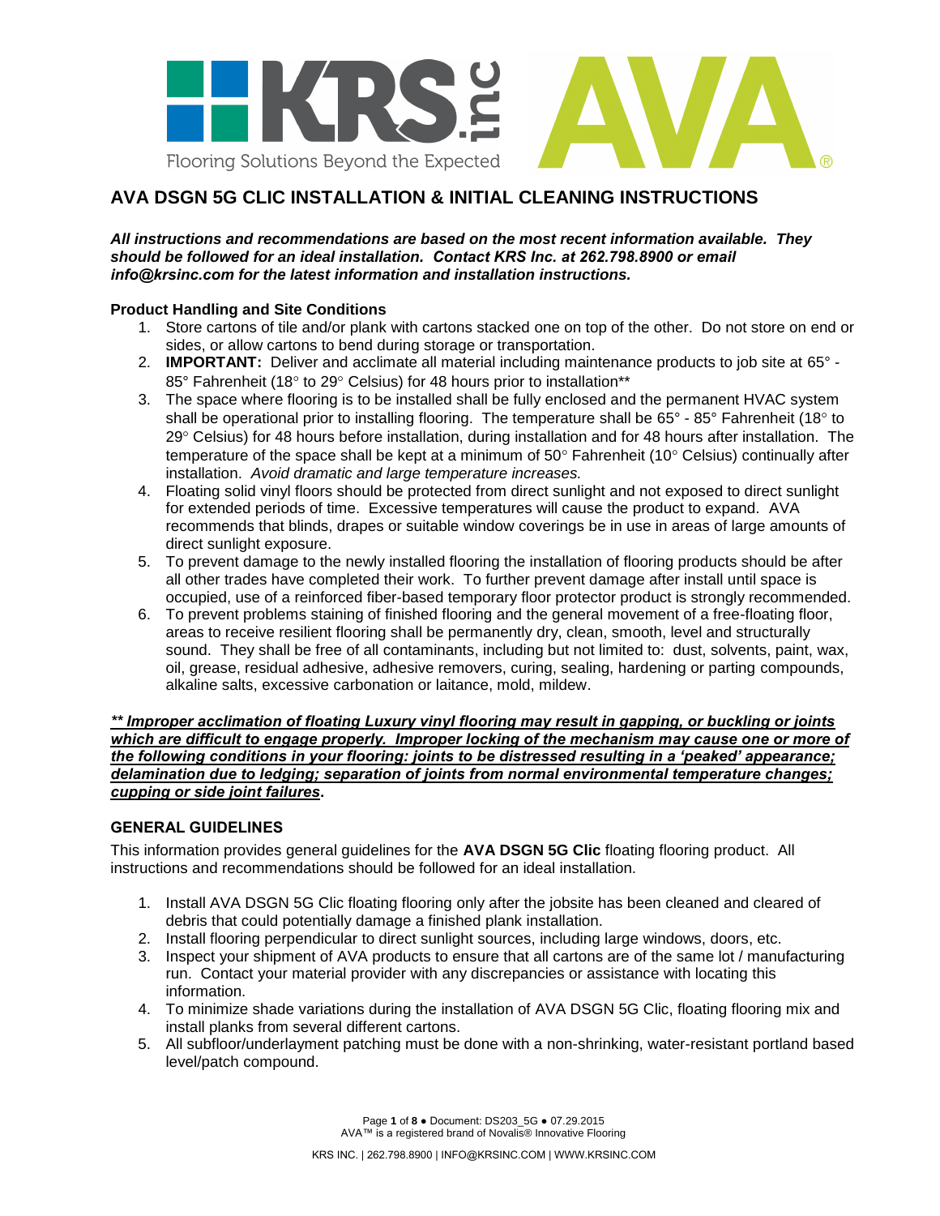# AVA DSGN 5G CLIC INSTALLATION & INITIAL CLEANING INSTRUCTIONS

***All instructions and recommendations are based on the most recent information available. They should be followed for an ideal installation. Contact KRS Inc. at 262.798.8900 or email info@krsinc.com for the latest information and installation instructions.***

**Product Handling and Site Conditions**

1. Store cartons of tile and/or plank with cartons stacked one on top of the other. Do not store on end or sides, or allow cartons to bend during storage or transportation.
2. **IMPORTANT:** Deliver and acclimate all material including maintenance products to job site at 65° - 85° Fahrenheit (18° to 29° Celsius) for 48 hours prior to installation**
3. The space where flooring is to be installed shall be fully enclosed and the permanent HVAC system shall be operational prior to installing flooring. The temperature shall be 65° - 85° Fahrenheit (18° to 29° Celsius) for 48 hours before installation, during installation and for 48 hours after installation. The temperature of the space shall be kept at a minimum of 50° Fahrenheit (10° Celsius) continually after installation. *Avoid dramatic and large temperature increases.*
4. Floating solid vinyl floors should be protected from direct sunlight and not exposed to direct sunlight for extended periods of time. Excessive temperatures will cause the product to expand. AVA recommends that blinds, drapes or suitable window coverings be in use in areas of large amounts of direct sunlight exposure.
5. To prevent damage to the newly installed flooring the installation of flooring products should be after all other trades have completed their work. To further prevent damage after install until space is occupied, use of a reinforced fiber-based temporary floor protector product is strongly recommended.
6. To prevent problems staining of finished flooring and the general movement of a free-floating floor, areas to receive resilient flooring shall be permanently dry, clean, smooth, level and structurally sound. They shall be free of all contaminants, including but not limited to: dust, solvents, paint, wax, oil, grease, residual adhesive, adhesive removers, curing, sealing, hardening or parting compounds, alkaline salts, excessive carbonation or laitance, mold, mildew.

***<u>** Improper acclimation of floating Luxury vinyl flooring may result in gapping, or buckling or joints which are difficult to engage properly. Improper locking of the mechanism may cause one or more of the following conditions in your flooring: joints to be distressed resulting in a 'peaked' appearance; delamination due to ledging; separation of joints from normal environmental temperature changes; cupping or side joint failures</u>*.**

## GENERAL GUIDELINES

This information provides general guidelines for the **AVA DSGN 5G Clic** floating flooring product. All instructions and recommendations should be followed for an ideal installation.

1. Install AVA DSGN 5G Clic floating flooring only after the jobsite has been cleaned and cleared of debris that could potentially damage a finished plank installation.
2. Install flooring perpendicular to direct sunlight sources, including large windows, doors, etc.
3. Inspect your shipment of AVA products to ensure that all cartons are of the same lot / manufacturing run. Contact your material provider with any discrepancies or assistance with locating this information.
4. To minimize shade variations during the installation of AVA DSGN 5G Clic, floating flooring mix and install planks from several different cartons.
5. All subfloor/underlayment patching must be done with a non-shrinking, water-resistant portland based level/patch compound.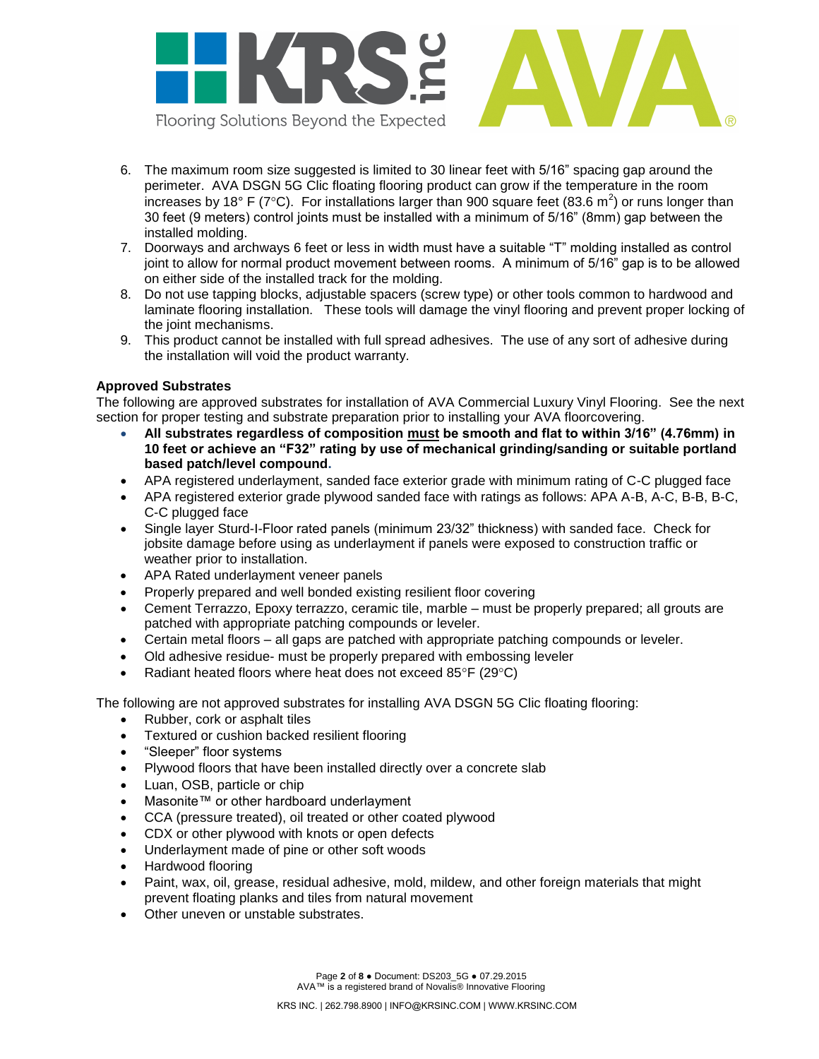6. The maximum room size suggested is limited to 30 linear feet with 5/16" spacing gap around the perimeter. AVA DSGN 5G Clic floating flooring product can grow if the temperature in the room increases by 18° F (7°C). For installations larger than 900 square feet (83.6 $m^2$) or runs longer than 30 feet (9 meters) control joints must be installed with a minimum of 5/16" (8mm) gap between the installed molding.
7. Doorways and archways 6 feet or less in width must have a suitable "T" molding installed as control joint to allow for normal product movement between rooms. A minimum of 5/16" gap is to be allowed on either side of the installed track for the molding.
8. Do not use tapping blocks, adjustable spacers (screw type) or other tools common to hardwood and laminate flooring installation. These tools will damage the vinyl flooring and prevent proper locking of the joint mechanisms.
9. This product cannot be installed with full spread adhesives. The use of any sort of adhesive during the installation will void the product warranty.

**Approved Substrates**

The following are approved substrates for installation of AVA Commercial Luxury Vinyl Flooring. See the next section for proper testing and substrate preparation prior to installing your AVA floorcovering.

- **All substrates regardless of composition <u>must</u> be smooth and flat to within 3/16" (4.76mm) in 10 feet or achieve an "F32" rating by use of mechanical grinding/sanding or suitable portland based patch/level compound.**
- APA registered underlayment, sanded face exterior grade with minimum rating of C-C plugged face
- APA registered exterior grade plywood sanded face with ratings as follows: APA A-B, A-C, B-B, B-C, C-C plugged face
- Single layer Sturd-I-Floor rated panels (minimum 23/32" thickness) with sanded face. Check for jobsite damage before using as underlayment if panels were exposed to construction traffic or weather prior to installation.
- APA Rated underlayment veneer panels
- Properly prepared and well bonded existing resilient floor covering
- Cement Terrazzo, Epoxy terrazzo, ceramic tile, marble – must be properly prepared; all grouts are patched with appropriate patching compounds or leveler.
- Certain metal floors – all gaps are patched with appropriate patching compounds or leveler.
- Old adhesive residue- must be properly prepared with embossing leveler
- Radiant heated floors where heat does not exceed 85°F (29°C)

The following are not approved substrates for installing AVA DSGN 5G Clic floating flooring:

- Rubber, cork or asphalt tiles
- Textured or cushion backed resilient flooring
- "Sleeper" floor systems
- Plywood floors that have been installed directly over a concrete slab
- Luan, OSB, particle or chip
- Masonite™ or other hardboard underlayment
- CCA (pressure treated), oil treated or other coated plywood
- CDX or other plywood with knots or open defects
- Underlayment made of pine or other soft woods
- Hardwood flooring
- Paint, wax, oil, grease, residual adhesive, mold, mildew, and other foreign materials that might prevent floating planks and tiles from natural movement
- Other uneven or unstable substrates.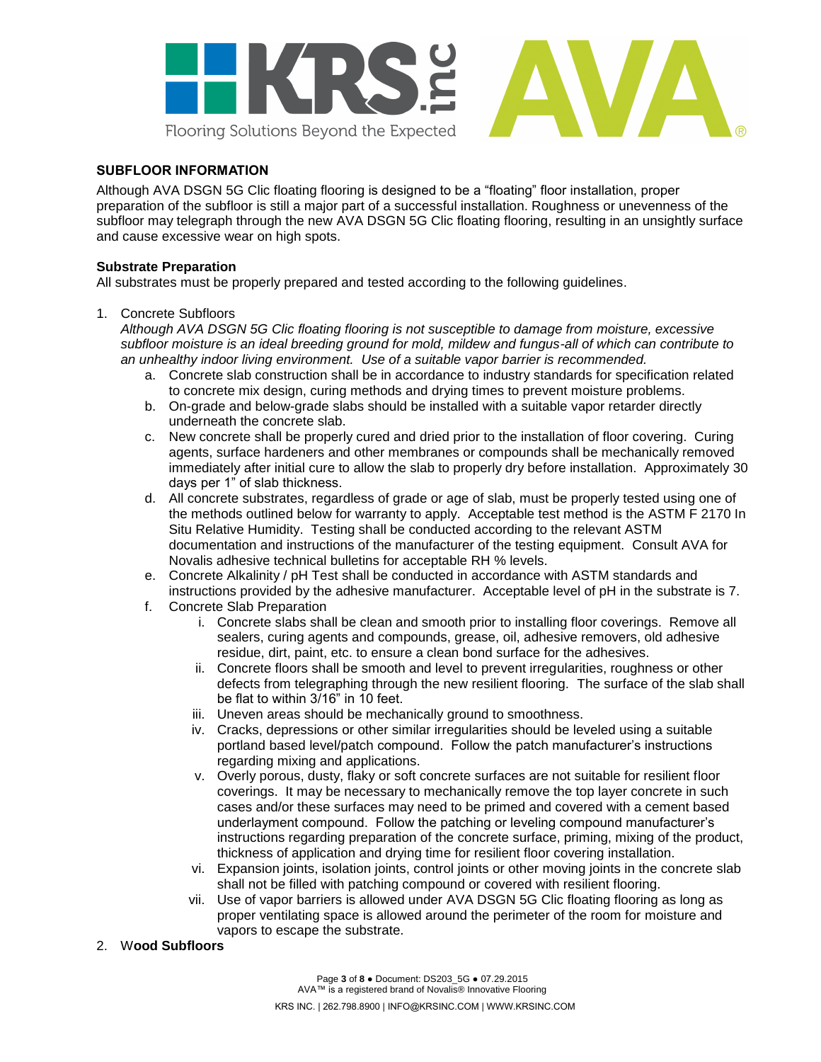## SUBFLOOR INFORMATION

Although AVA DSGN 5G Clic floating flooring is designed to be a "floating" floor installation, proper preparation of the subfloor is still a major part of a successful installation. Roughness or unevenness of the subfloor may telegraph through the new AVA DSGN 5G Clic floating flooring, resulting in an unsightly surface and cause excessive wear on high spots.

### Substrate Preparation

All substrates must be properly prepared and tested according to the following guidelines.

1. Concrete Subfloors

   *Although AVA DSGN 5G Clic floating flooring is not susceptible to damage from moisture, excessive subfloor moisture is an ideal breeding ground for mold, mildew and fungus-all of which can contribute to an unhealthy indoor living environment. Use of a suitable vapor barrier is recommended.*

   a. Concrete slab construction shall be in accordance to industry standards for specification related to concrete mix design, curing methods and drying times to prevent moisture problems.

   b. On-grade and below-grade slabs should be installed with a suitable vapor retarder directly underneath the concrete slab.

   c. New concrete shall be properly cured and dried prior to the installation of floor covering. Curing agents, surface hardeners and other membranes or compounds shall be mechanically removed immediately after initial cure to allow the slab to properly dry before installation. Approximately 30 days per 1" of slab thickness.

   d. All concrete substrates, regardless of grade or age of slab, must be properly tested using one of the methods outlined below for warranty to apply. Acceptable test method is the ASTM F 2170 In Situ Relative Humidity. Testing shall be conducted according to the relevant ASTM documentation and instructions of the manufacturer of the testing equipment. Consult AVA for Novalis adhesive technical bulletins for acceptable RH % levels.

   e. Concrete Alkalinity / pH Test shall be conducted in accordance with ASTM standards and instructions provided by the adhesive manufacturer. Acceptable level of pH in the substrate is 7.

   f. Concrete Slab Preparation

      i. Concrete slabs shall be clean and smooth prior to installing floor coverings. Remove all sealers, curing agents and compounds, grease, oil, adhesive removers, old adhesive residue, dirt, paint, etc. to ensure a clean bond surface for the adhesives.

      ii. Concrete floors shall be smooth and level to prevent irregularities, roughness or other defects from telegraphing through the new resilient flooring. The surface of the slab shall be flat to within 3/16" in 10 feet.

      iii. Uneven areas should be mechanically ground to smoothness.

      iv. Cracks, depressions or other similar irregularities should be leveled using a suitable portland based level/patch compound. Follow the patch manufacturer's instructions regarding mixing and applications.

      v. Overly porous, dusty, flaky or soft concrete surfaces are not suitable for resilient floor coverings. It may be necessary to mechanically remove the top layer concrete in such cases and/or these surfaces may need to be primed and covered with a cement based underlayment compound. Follow the patching or leveling compound manufacturer's instructions regarding preparation of the concrete surface, priming, mixing of the product, thickness of application and drying time for resilient floor covering installation.

      vi. Expansion joints, isolation joints, control joints or other moving joints in the concrete slab shall not be filled with patching compound or covered with resilient flooring.

      vii. Use of vapor barriers is allowed under AVA DSGN 5G Clic floating flooring as long as proper ventilating space is allowed around the perimeter of the room for moisture and vapors to escape the substrate.

2. W**ood Subfloors**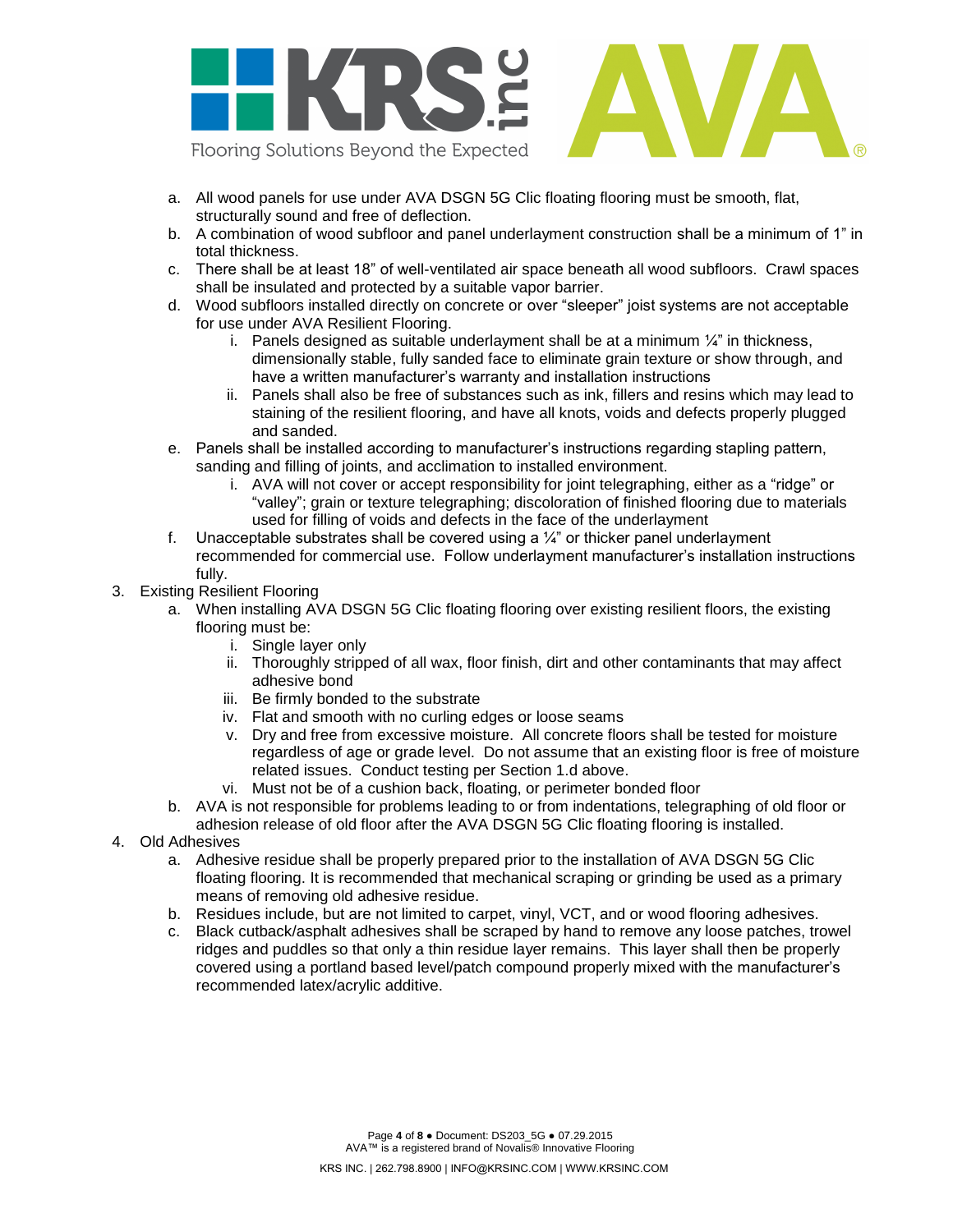a. All wood panels for use under AVA DSGN 5G Clic floating flooring must be smooth, flat, structurally sound and free of deflection.
b. A combination of wood subfloor and panel underlayment construction shall be a minimum of 1" in total thickness.
c. There shall be at least 18" of well-ventilated air space beneath all wood subfloors. Crawl spaces shall be insulated and protected by a suitable vapor barrier.
d. Wood subfloors installed directly on concrete or over "sleeper" joist systems are not acceptable for use under AVA Resilient Flooring.
   i. Panels designed as suitable underlayment shall be at a minimum ¼" in thickness, dimensionally stable, fully sanded face to eliminate grain texture or show through, and have a written manufacturer's warranty and installation instructions
   ii. Panels shall also be free of substances such as ink, fillers and resins which may lead to staining of the resilient flooring, and have all knots, voids and defects properly plugged and sanded.
e. Panels shall be installed according to manufacturer's instructions regarding stapling pattern, sanding and filling of joints, and acclimation to installed environment.
   i. AVA will not cover or accept responsibility for joint telegraphing, either as a "ridge" or "valley"; grain or texture telegraphing; discoloration of finished flooring due to materials used for filling of voids and defects in the face of the underlayment
f. Unacceptable substrates shall be covered using a ¼" or thicker panel underlayment recommended for commercial use. Follow underlayment manufacturer's installation instructions fully.

3. Existing Resilient Flooring
   a. When installing AVA DSGN 5G Clic floating flooring over existing resilient floors, the existing flooring must be:
      i. Single layer only
      ii. Thoroughly stripped of all wax, floor finish, dirt and other contaminants that may affect adhesive bond
      iii. Be firmly bonded to the substrate
      iv. Flat and smooth with no curling edges or loose seams
      v. Dry and free from excessive moisture. All concrete floors shall be tested for moisture regardless of age or grade level. Do not assume that an existing floor is free of moisture related issues. Conduct testing per Section 1.d above.
      vi. Must not be of a cushion back, floating, or perimeter bonded floor
   b. AVA is not responsible for problems leading to or from indentations, telegraphing of old floor or adhesion release of old floor after the AVA DSGN 5G Clic floating flooring is installed.
4. Old Adhesives
   a. Adhesive residue shall be properly prepared prior to the installation of AVA DSGN 5G Clic floating flooring. It is recommended that mechanical scraping or grinding be used as a primary means of removing old adhesive residue.
   b. Residues include, but are not limited to carpet, vinyl, VCT, and or wood flooring adhesives.
   c. Black cutback/asphalt adhesives shall be scraped by hand to remove any loose patches, trowel ridges and puddles so that only a thin residue layer remains. This layer shall then be properly covered using a portland based level/patch compound properly mixed with the manufacturer's recommended latex/acrylic additive.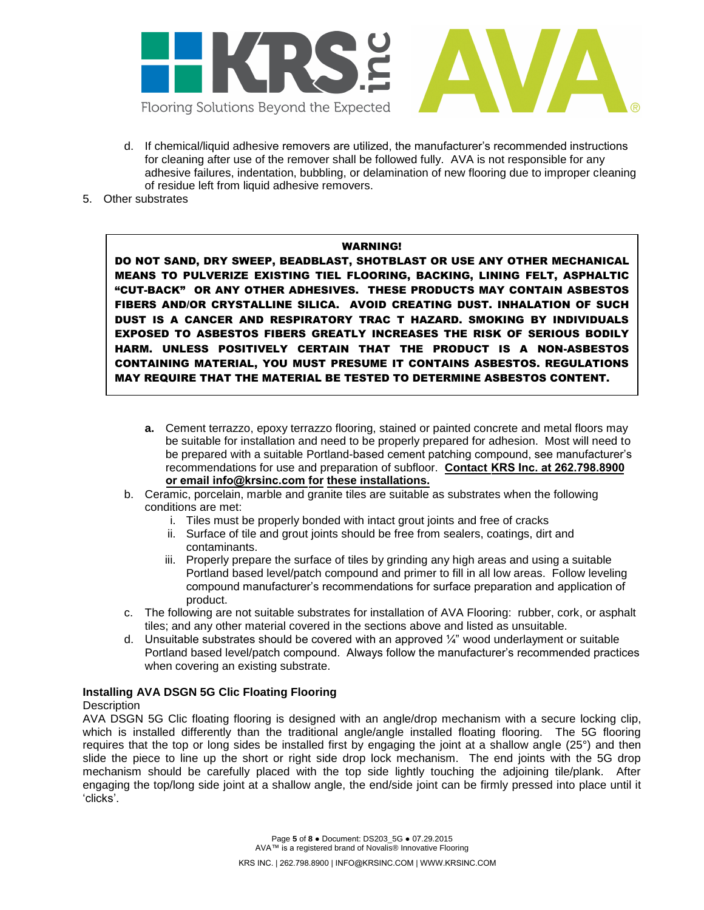d. If chemical/liquid adhesive removers are utilized, the manufacturer's recommended instructions for cleaning after use of the remover shall be followed fully. AVA is not responsible for any adhesive failures, indentation, bubbling, or delamination of new flooring due to improper cleaning of residue left from liquid adhesive removers.

5. Other substrates

> **WARNING!**
>
> **DO NOT SAND, DRY SWEEP, BEADBLAST, SHOTBLAST OR USE ANY OTHER MECHANICAL MEANS TO PULVERIZE EXISTING TIEL FLOORING, BACKING, LINING FELT, ASPHALTIC "CUT-BACK" OR ANY OTHER ADHESIVES. THESE PRODUCTS MAY CONTAIN ASBESTOS FIBERS AND/OR CRYSTALLINE SILICA. AVOID CREATING DUST. INHALATION OF SUCH DUST IS A CANCER AND RESPIRATORY TRAC T HAZARD. SMOKING BY INDIVIDUALS EXPOSED TO ASBESTOS FIBERS GREATLY INCREASES THE RISK OF SERIOUS BODILY HARM. UNLESS POSITIVELY CERTAIN THAT THE PRODUCT IS A NON-ASBESTOS CONTAINING MATERIAL, YOU MUST PRESUME IT CONTAINS ASBESTOS. REGULATIONS MAY REQUIRE THAT THE MATERIAL BE TESTED TO DETERMINE ASBESTOS CONTENT.**

**a.** Cement terrazzo, epoxy terrazzo flooring, stained or painted concrete and metal floors may be suitable for installation and need to be properly prepared for adhesion. Most will need to be prepared with a suitable Portland-based cement patching compound, see manufacturer's recommendations for use and preparation of subfloor. **Contact KRS Inc. at 262.798.8900 or email info@krsinc.com for these installations.**

b. Ceramic, porcelain, marble and granite tiles are suitable as substrates when the following conditions are met:
   i. Tiles must be properly bonded with intact grout joints and free of cracks
   ii. Surface of tile and grout joints should be free from sealers, coatings, dirt and contaminants.
   iii. Properly prepare the surface of tiles by grinding any high areas and using a suitable Portland based level/patch compound and primer to fill in all low areas. Follow leveling compound manufacturer's recommendations for surface preparation and application of product.

c. The following are not suitable substrates for installation of AVA Flooring: rubber, cork, or asphalt tiles; and any other material covered in the sections above and listed as unsuitable.

d. Unsuitable substrates should be covered with an approved ¼" wood underlayment or suitable Portland based level/patch compound. Always follow the manufacturer's recommended practices when covering an existing substrate.

### Installing AVA DSGN 5G Clic Floating Flooring

Description

AVA DSGN 5G Clic floating flooring is designed with an angle/drop mechanism with a secure locking clip, which is installed differently than the traditional angle/angle installed floating flooring. The 5G flooring requires that the top or long sides be installed first by engaging the joint at a shallow angle (25°) and then slide the piece to line up the short or right side drop lock mechanism. The end joints with the 5G drop mechanism should be carefully placed with the top side lightly touching the adjoining tile/plank. After engaging the top/long side joint at a shallow angle, the end/side joint can be firmly pressed into place until it 'clicks'.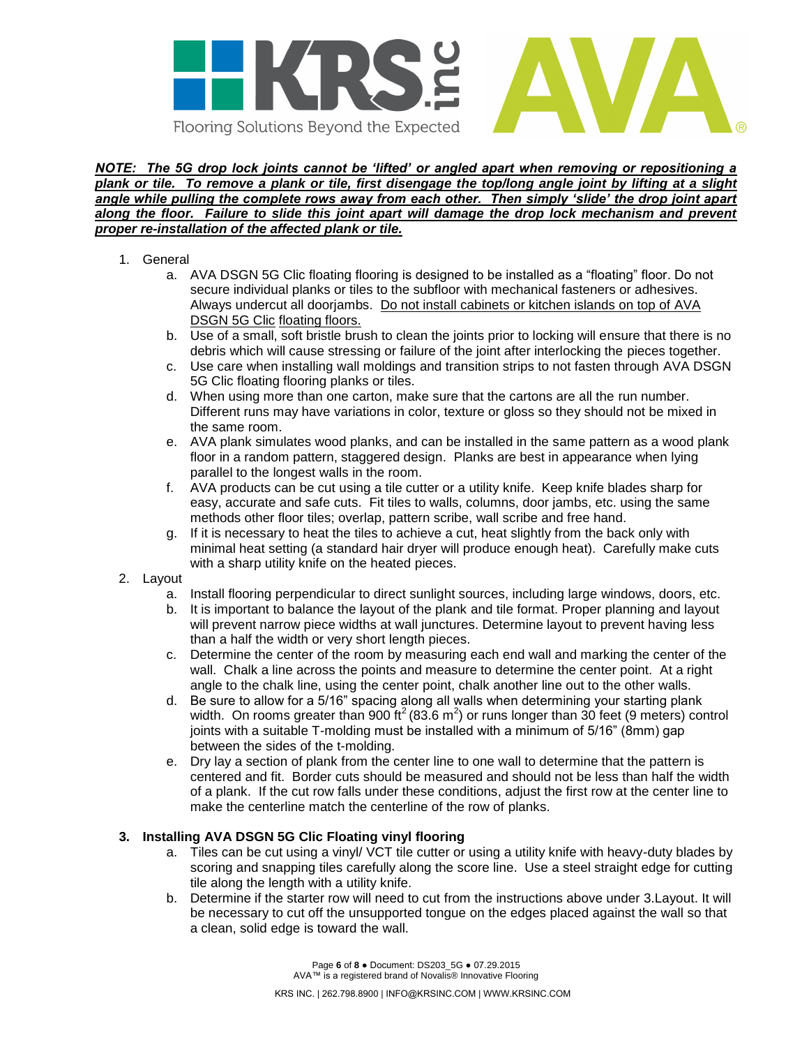***NOTE: The 5G drop lock joints cannot be 'lifted' or angled apart when removing or repositioning a plank or tile. To remove a plank or tile, first disengage the top/long angle joint by lifting at a slight angle while pulling the complete rows away from each other. Then simply 'slide' the drop joint apart along the floor. Failure to slide this joint apart will damage the drop lock mechanism and prevent proper re-installation of the affected plank or tile.***

1. General
   a. AVA DSGN 5G Clic floating flooring is designed to be installed as a "floating" floor. Do not secure individual planks or tiles to the subfloor with mechanical fasteners or adhesives. Always undercut all doorjambs. Do not install cabinets or kitchen islands on top of AVA DSGN 5G Clic floating floors.
   b. Use of a small, soft bristle brush to clean the joints prior to locking will ensure that there is no debris which will cause stressing or failure of the joint after interlocking the pieces together.
   c. Use care when installing wall moldings and transition strips to not fasten through AVA DSGN 5G Clic floating flooring planks or tiles.
   d. When using more than one carton, make sure that the cartons are all the run number. Different runs may have variations in color, texture or gloss so they should not be mixed in the same room.
   e. AVA plank simulates wood planks, and can be installed in the same pattern as a wood plank floor in a random pattern, staggered design. Planks are best in appearance when lying parallel to the longest walls in the room.
   f. AVA products can be cut using a tile cutter or a utility knife. Keep knife blades sharp for easy, accurate and safe cuts. Fit tiles to walls, columns, door jambs, etc. using the same methods other floor tiles; overlap, pattern scribe, wall scribe and free hand.
   g. If it is necessary to heat the tiles to achieve a cut, heat slightly from the back only with minimal heat setting (a standard hair dryer will produce enough heat). Carefully make cuts with a sharp utility knife on the heated pieces.
2. Layout
   a. Install flooring perpendicular to direct sunlight sources, including large windows, doors, etc.
   b. It is important to balance the layout of the plank and tile format. Proper planning and layout will prevent narrow piece widths at wall junctures. Determine layout to prevent having less than a half the width or very short length pieces.
   c. Determine the center of the room by measuring each end wall and marking the center of the wall. Chalk a line across the points and measure to determine the center point. At a right angle to the chalk line, using the center point, chalk another line out to the other walls.
   d. Be sure to allow for a 5/16" spacing along all walls when determining your starting plank width. On rooms greater than 900 $ft^2$ (83.6 $m^2$) or runs longer than 30 feet (9 meters) control joints with a suitable T-molding must be installed with a minimum of 5/16" (8mm) gap between the sides of the t-molding.
   e. Dry lay a section of plank from the center line to one wall to determine that the pattern is centered and fit. Border cuts should be measured and should not be less than half the width of a plank. If the cut row falls under these conditions, adjust the first row at the center line to make the centerline match the centerline of the row of planks.

### 3. Installing AVA DSGN 5G Clic Floating vinyl flooring

   a. Tiles can be cut using a vinyl/ VCT tile cutter or using a utility knife with heavy-duty blades by scoring and snapping tiles carefully along the score line. Use a steel straight edge for cutting tile along the length with a utility knife.
   b. Determine if the starter row will need to cut from the instructions above under 3.Layout. It will be necessary to cut off the unsupported tongue on the edges placed against the wall so that a clean, solid edge is toward the wall.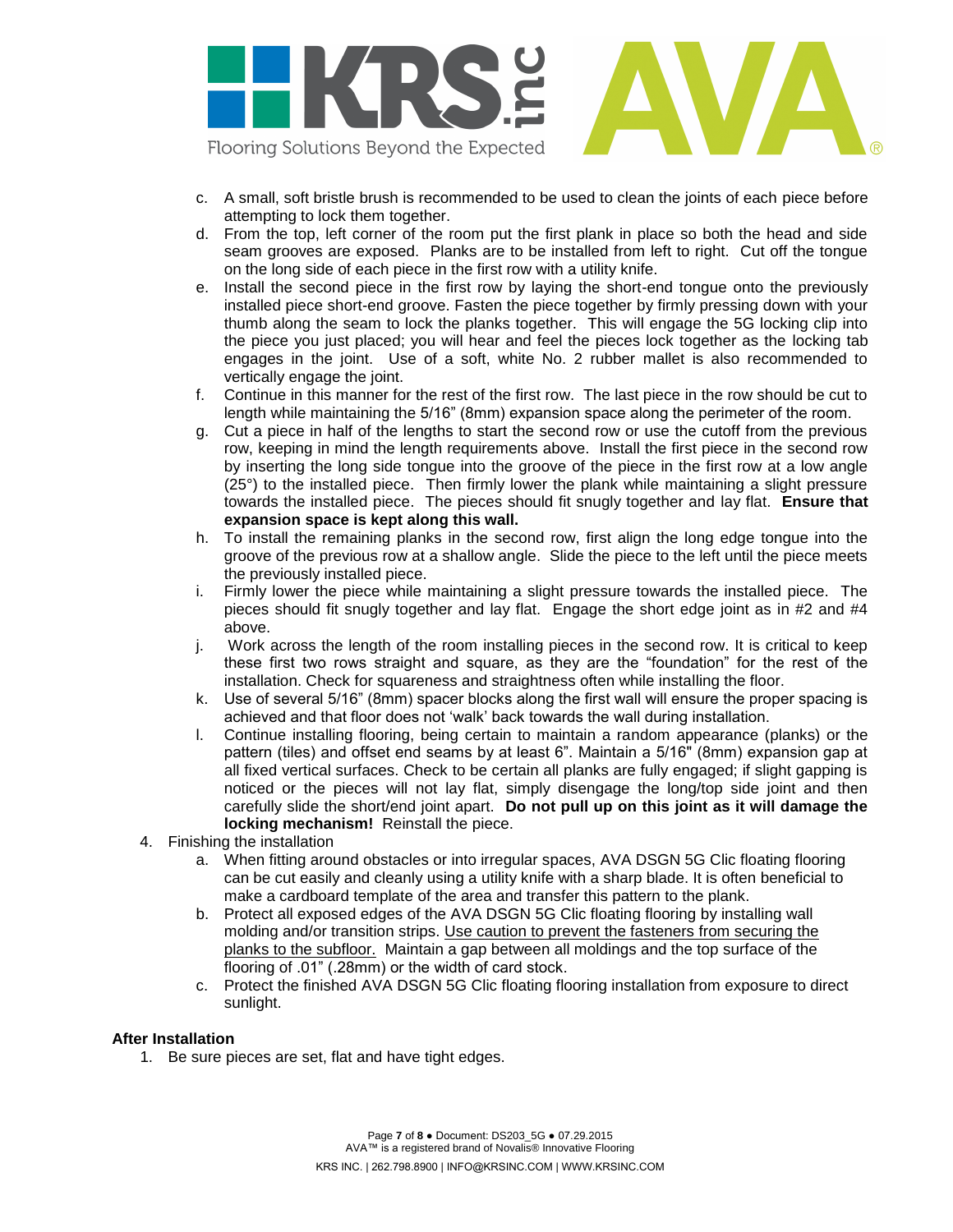c. A small, soft bristle brush is recommended to be used to clean the joints of each piece before attempting to lock them together.
d. From the top, left corner of the room put the first plank in place so both the head and side seam grooves are exposed. Planks are to be installed from left to right. Cut off the tongue on the long side of each piece in the first row with a utility knife.
e. Install the second piece in the first row by laying the short-end tongue onto the previously installed piece short-end groove. Fasten the piece together by firmly pressing down with your thumb along the seam to lock the planks together. This will engage the 5G locking clip into the piece you just placed; you will hear and feel the pieces lock together as the locking tab engages in the joint. Use of a soft, white No. 2 rubber mallet is also recommended to vertically engage the joint.
f. Continue in this manner for the rest of the first row. The last piece in the row should be cut to length while maintaining the 5/16" (8mm) expansion space along the perimeter of the room.
g. Cut a piece in half of the lengths to start the second row or use the cutoff from the previous row, keeping in mind the length requirements above. Install the first piece in the second row by inserting the long side tongue into the groove of the piece in the first row at a low angle (25°) to the installed piece. Then firmly lower the plank while maintaining a slight pressure towards the installed piece. The pieces should fit snugly together and lay flat. **Ensure that expansion space is kept along this wall.**
h. To install the remaining planks in the second row, first align the long edge tongue into the groove of the previous row at a shallow angle. Slide the piece to the left until the piece meets the previously installed piece.
i. Firmly lower the piece while maintaining a slight pressure towards the installed piece. The pieces should fit snugly together and lay flat. Engage the short edge joint as in #2 and #4 above.
j. Work across the length of the room installing pieces in the second row. It is critical to keep these first two rows straight and square, as they are the "foundation" for the rest of the installation. Check for squareness and straightness often while installing the floor.
k. Use of several 5/16" (8mm) spacer blocks along the first wall will ensure the proper spacing is achieved and that floor does not 'walk' back towards the wall during installation.
l. Continue installing flooring, being certain to maintain a random appearance (planks) or the pattern (tiles) and offset end seams by at least 6". Maintain a 5/16" (8mm) expansion gap at all fixed vertical surfaces. Check to be certain all planks are fully engaged; if slight gapping is noticed or the pieces will not lay flat, simply disengage the long/top side joint and then carefully slide the short/end joint apart. **Do not pull up on this joint as it will damage the locking mechanism!** Reinstall the piece.

4. Finishing the installation
   a. When fitting around obstacles or into irregular spaces, AVA DSGN 5G Clic floating flooring can be cut easily and cleanly using a utility knife with a sharp blade. It is often beneficial to make a cardboard template of the area and transfer this pattern to the plank.
   b. Protect all exposed edges of the AVA DSGN 5G Clic floating flooring by installing wall molding and/or transition strips. <u>Use caution to prevent the fasteners from securing the planks to the subfloor.</u> Maintain a gap between all moldings and the top surface of the flooring of .01" (.28mm) or the width of card stock.
   c. Protect the finished AVA DSGN 5G Clic floating flooring installation from exposure to direct sunlight.

**After Installation**

1. Be sure pieces are set, flat and have tight edges.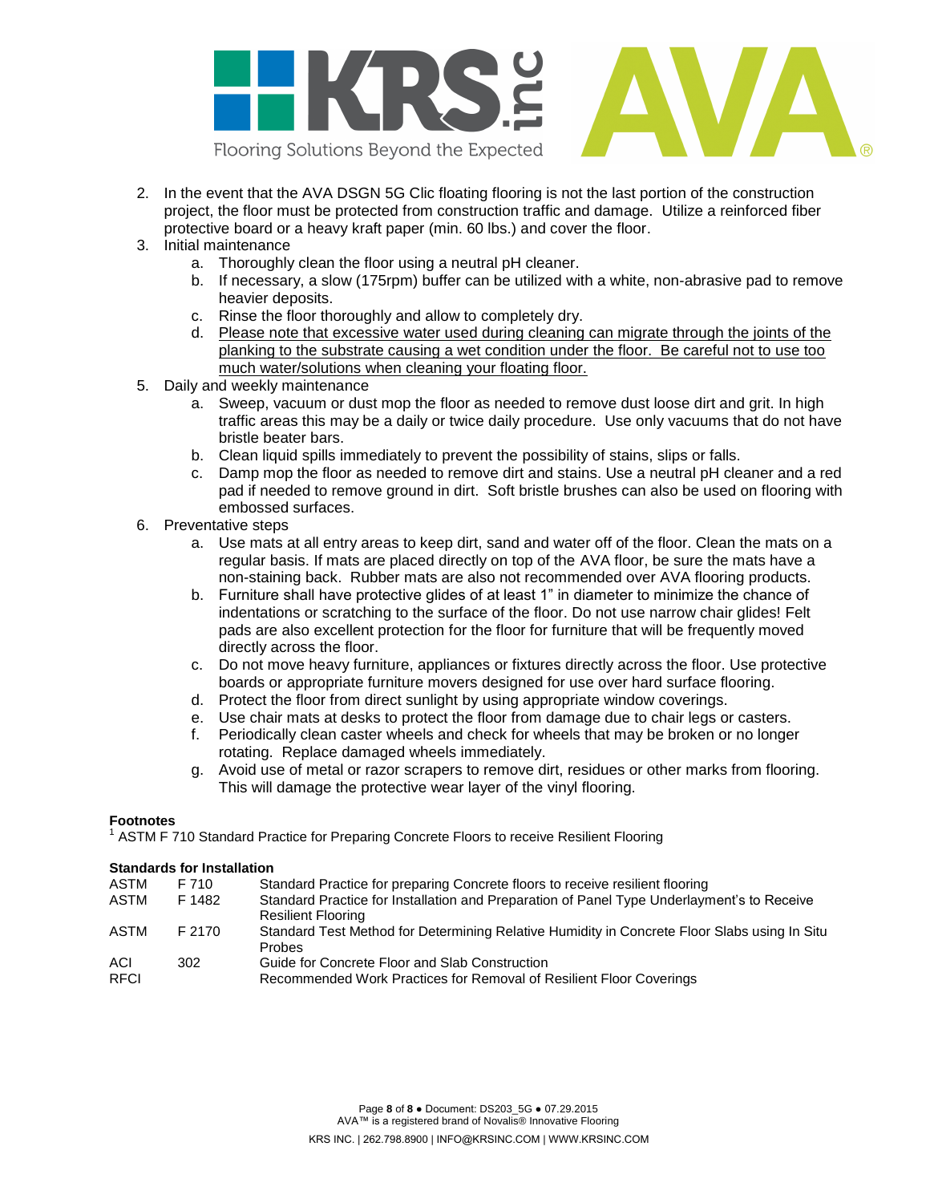2. In the event that the AVA DSGN 5G Clic floating flooring is not the last portion of the construction project, the floor must be protected from construction traffic and damage. Utilize a reinforced fiber protective board or a heavy kraft paper (min. 60 lbs.) and cover the floor.
3. Initial maintenance
   a. Thoroughly clean the floor using a neutral pH cleaner.
   b. If necessary, a slow (175rpm) buffer can be utilized with a white, non-abrasive pad to remove heavier deposits.
   c. Rinse the floor thoroughly and allow to completely dry.
   d. Please note that excessive water used during cleaning can migrate through the joints of the planking to the substrate causing a wet condition under the floor. Be careful not to use too much water/solutions when cleaning your floating floor.
5. Daily and weekly maintenance
   a. Sweep, vacuum or dust mop the floor as needed to remove dust loose dirt and grit. In high traffic areas this may be a daily or twice daily procedure. Use only vacuums that do not have bristle beater bars.
   b. Clean liquid spills immediately to prevent the possibility of stains, slips or falls.
   c. Damp mop the floor as needed to remove dirt and stains. Use a neutral pH cleaner and a red pad if needed to remove ground in dirt. Soft bristle brushes can also be used on flooring with embossed surfaces.
6. Preventative steps
   a. Use mats at all entry areas to keep dirt, sand and water off of the floor. Clean the mats on a regular basis. If mats are placed directly on top of the AVA floor, be sure the mats have a non-staining back. Rubber mats are also not recommended over AVA flooring products.
   b. Furniture shall have protective glides of at least 1" in diameter to minimize the chance of indentations or scratching to the surface of the floor. Do not use narrow chair glides! Felt pads are also excellent protection for the floor for furniture that will be frequently moved directly across the floor.
   c. Do not move heavy furniture, appliances or fixtures directly across the floor. Use protective boards or appropriate furniture movers designed for use over hard surface flooring.
   d. Protect the floor from direct sunlight by using appropriate window coverings.
   e. Use chair mats at desks to protect the floor from damage due to chair legs or casters.
   f. Periodically clean caster wheels and check for wheels that may be broken or no longer rotating. Replace damaged wheels immediately.
   g. Avoid use of metal or razor scrapers to remove dirt, residues or other marks from flooring. This will damage the protective wear layer of the vinyl flooring.

**Footnotes**

[1] ASTM F 710 Standard Practice for Preparing Concrete Floors to receive Resilient Flooring

**Standards for Installation**

| | | |
|---|---|---|
| ASTM | F 710 | Standard Practice for preparing Concrete floors to receive resilient flooring |
| ASTM | F 1482 | Standard Practice for Installation and Preparation of Panel Type Underlayment's to Receive Resilient Flooring |
| ASTM | F 2170 | Standard Test Method for Determining Relative Humidity in Concrete Floor Slabs using In Situ Probes |
| ACI | 302 | Guide for Concrete Floor and Slab Construction |
| RFCI | | Recommended Work Practices for Removal of Resilient Floor Coverings |